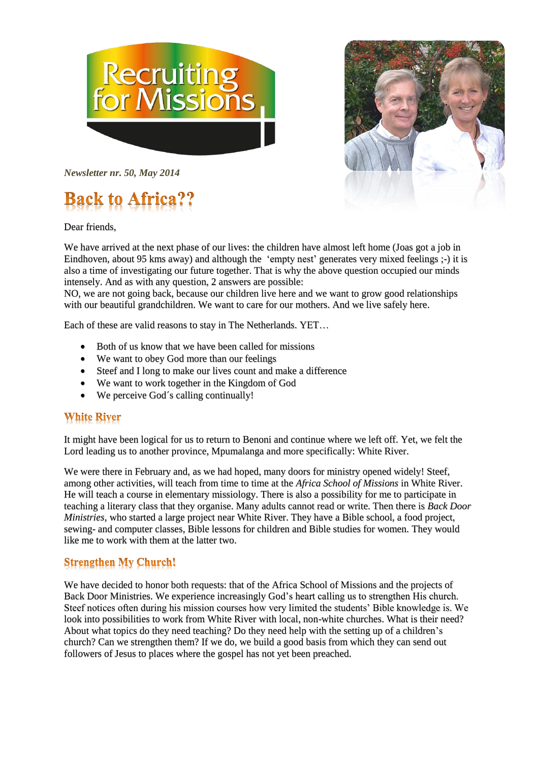Recruiting for Missions

*Newsletter nr. 50, May 2014*

# Back to Africa??

Dear friends,

We have arrived at the next phase of our lives: the children have almost left home (Joas got a job in Eindhoven, about 95 kms away) and although the 'empty nest' generates very mixed feelings ;-) it is also a time of investigating our future together. That is why the above question occupied our minds intensely. And as with any question, 2 answers are possible:
NO, we are not going back, because our children live here and we want to grow good relationships with our beautiful grandchildren. We want to care for our mothers. And we live safely here.

Each of these are valid reasons to stay in The Netherlands. YET…

- Both of us know that we have been called for missions
- We want to obey God more than our feelings
- Steef and I long to make our lives count and make a difference
- We want to work together in the Kingdom of God
- We perceive God´s calling continually!

## White River

It might have been logical for us to return to Benoni and continue where we left off. Yet, we felt the Lord leading us to another province, Mpumalanga and more specifically: White River.

We were there in February and, as we had hoped, many doors for ministry opened widely! Steef, among other activities, will teach from time to time at the *Africa School of Missions* in White River. He will teach a course in elementary missiology. There is also a possibility for me to participate in teaching a literary class that they organise. Many adults cannot read or write. Then there is *Back Door Ministries*, who started a large project near White River. They have a Bible school, a food project, sewing- and computer classes, Bible lessons for children and Bible studies for women. They would like me to work with them at the latter two.

## Strengthen My Church!

We have decided to honor both requests: that of the Africa School of Missions and the projects of Back Door Ministries. We experience increasingly God's heart calling us to strengthen His church. Steef notices often during his mission courses how very limited the students' Bible knowledge is. We look into possibilities to work from White River with local, non-white churches. What is their need? About what topics do they need teaching? Do they need help with the setting up of a children's church? Can we strengthen them? If we do, we build a good basis from which they can send out followers of Jesus to places where the gospel has not yet been preached.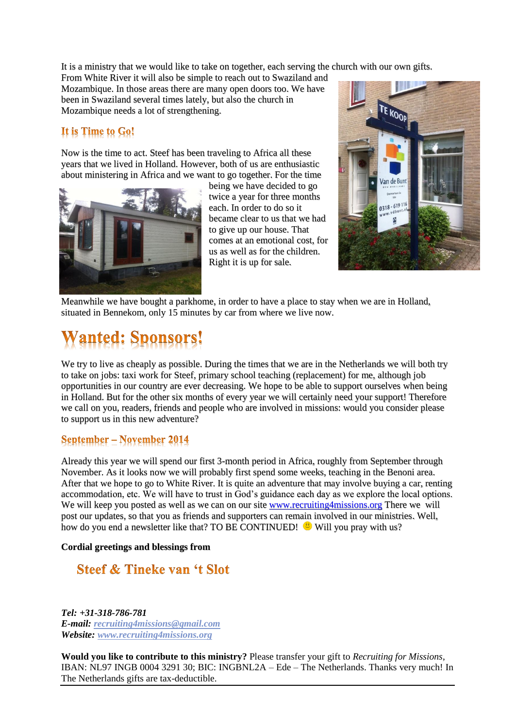It is a ministry that we would like to take on together, each serving the church with our own gifts. From White River it will also be simple to reach out to Swaziland and Mozambique. In those areas there are many open doors too. We have been in Swaziland several times lately, but also the church in Mozambique needs a lot of strengthening.

## It is Time to Go!

Now is the time to act. Steef has been traveling to Africa all these years that we lived in Holland. However, both of us are enthusiastic about ministering in Africa and we want to go together. For the time being we have decided to go twice a year for three months each. In order to do so it became clear to us that we had to give up our house. That comes at an emotional cost, for us as well as for the children. Right it is up for sale.

Meanwhile we have bought a parkhome, in order to have a place to stay when we are in Holland, situated in Bennekom, only 15 minutes by car from where we live now.

# Wanted: Sponsors!

We try to live as cheaply as possible. During the times that we are in the Netherlands we will both try to take on jobs: taxi work for Steef, primary school teaching (replacement) for me, although job opportunities in our country are ever decreasing. We hope to be able to support ourselves when being in Holland. But for the other six months of every year we will certainly need your support! Therefore we call on you, readers, friends and people who are involved in missions: would you consider please to support us in this new adventure?

## September – November 2014

Already this year we will spend our first 3-month period in Africa, roughly from September through November. As it looks now we will probably first spend some weeks, teaching in the Benoni area. After that we hope to go to White River. It is quite an adventure that may involve buying a car, renting accommodation, etc. We will have to trust in God's guidance each day as we explore the local options. We will keep you posted as well as we can on our site www.recruiting4missions.org There we will post our updates, so that you as friends and supporters can remain involved in our ministries. Well, how do you end a newsletter like that? TO BE CONTINUED! 🙂 Will you pray with us?

**Cordial greetings and blessings from**

## Steef & Tineke van 't Slot

***Tel: +31-318-786-781***
***E-mail: recruiting4missions@gmail.com***
***Website: www.recruiting4missions.org***

**Would you like to contribute to this ministry?** Please transfer your gift to *Recruiting for Missions*, IBAN: NL97 INGB 0004 3291 30; BIC: INGBNL2A – Ede – The Netherlands. Thanks very much! In The Netherlands gifts are tax-deductible.